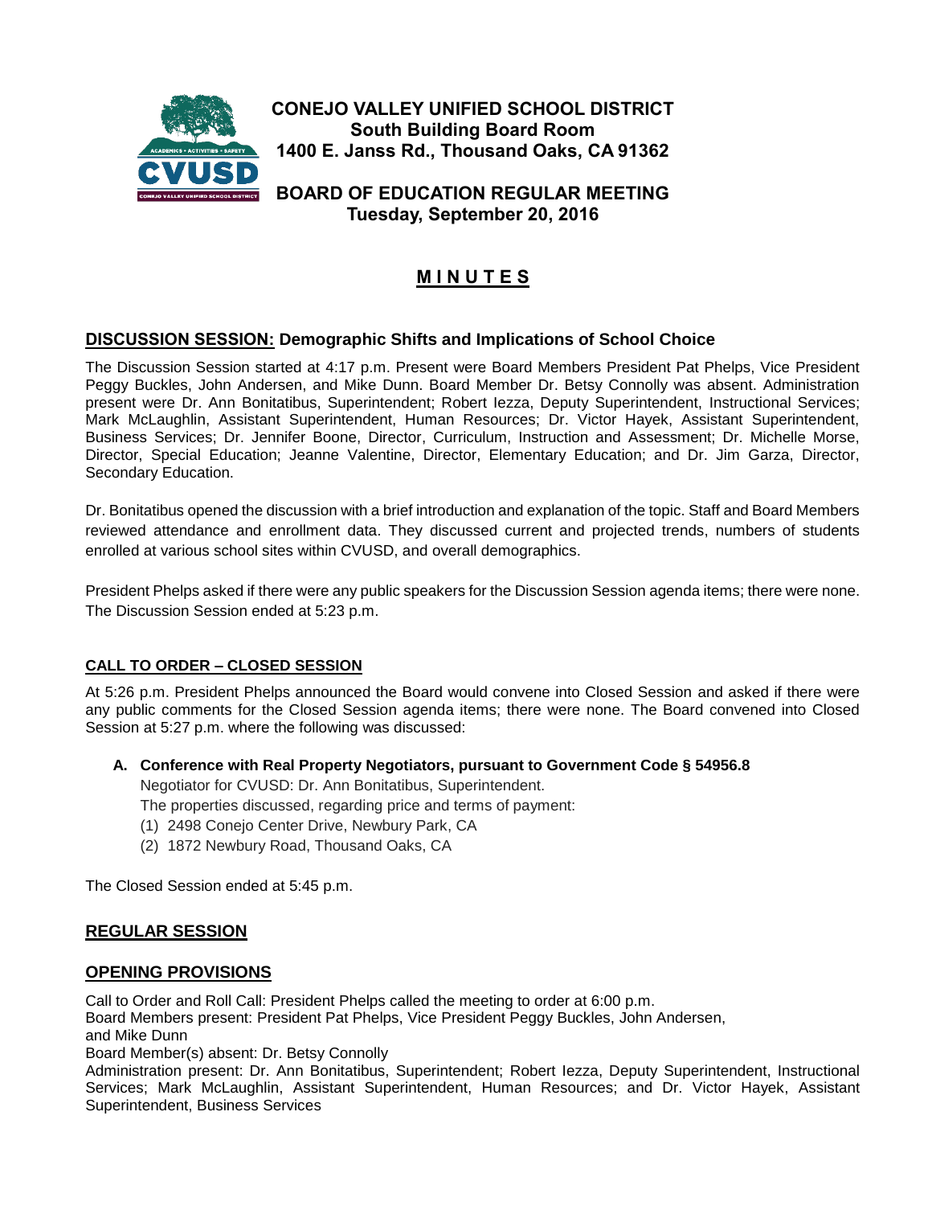# CONEJO VALLEY UNIFIED SCHOOL DISTRICT
**South Building Board Room**
**1400 E. Janss Rd., Thousand Oaks, CA 91362**

**BOARD OF EDUCATION REGULAR MEETING**
**Tuesday, September 20, 2016**

## M I N U T E S

## DISCUSSION SESSION: Demographic Shifts and Implications of School Choice

The Discussion Session started at 4:17 p.m. Present were Board Members President Pat Phelps, Vice President Peggy Buckles, John Andersen, and Mike Dunn. Board Member Dr. Betsy Connolly was absent. Administration present were Dr. Ann Bonitatibus, Superintendent; Robert Iezza, Deputy Superintendent, Instructional Services; Mark McLaughlin, Assistant Superintendent, Human Resources; Dr. Victor Hayek, Assistant Superintendent, Business Services; Dr. Jennifer Boone, Director, Curriculum, Instruction and Assessment; Dr. Michelle Morse, Director, Special Education; Jeanne Valentine, Director, Elementary Education; and Dr. Jim Garza, Director, Secondary Education.

Dr. Bonitatibus opened the discussion with a brief introduction and explanation of the topic. Staff and Board Members reviewed attendance and enrollment data. They discussed current and projected trends, numbers of students enrolled at various school sites within CVUSD, and overall demographics.

President Phelps asked if there were any public speakers for the Discussion Session agenda items; there were none. The Discussion Session ended at 5:23 p.m.

### CALL TO ORDER – CLOSED SESSION

At 5:26 p.m. President Phelps announced the Board would convene into Closed Session and asked if there were any public comments for the Closed Session agenda items; there were none. The Board convened into Closed Session at 5:27 p.m. where the following was discussed:

**A. Conference with Real Property Negotiators, pursuant to Government Code § 54956.8**
Negotiator for CVUSD: Dr. Ann Bonitatibus, Superintendent.
The properties discussed, regarding price and terms of payment:
(1) 2498 Conejo Center Drive, Newbury Park, CA
(2) 1872 Newbury Road, Thousand Oaks, CA

The Closed Session ended at 5:45 p.m.

## REGULAR SESSION

## OPENING PROVISIONS

Call to Order and Roll Call: President Phelps called the meeting to order at 6:00 p.m.
Board Members present: President Pat Phelps, Vice President Peggy Buckles, John Andersen, and Mike Dunn
Board Member(s) absent: Dr. Betsy Connolly
Administration present: Dr. Ann Bonitatibus, Superintendent; Robert Iezza, Deputy Superintendent, Instructional Services; Mark McLaughlin, Assistant Superintendent, Human Resources; and Dr. Victor Hayek, Assistant Superintendent, Business Services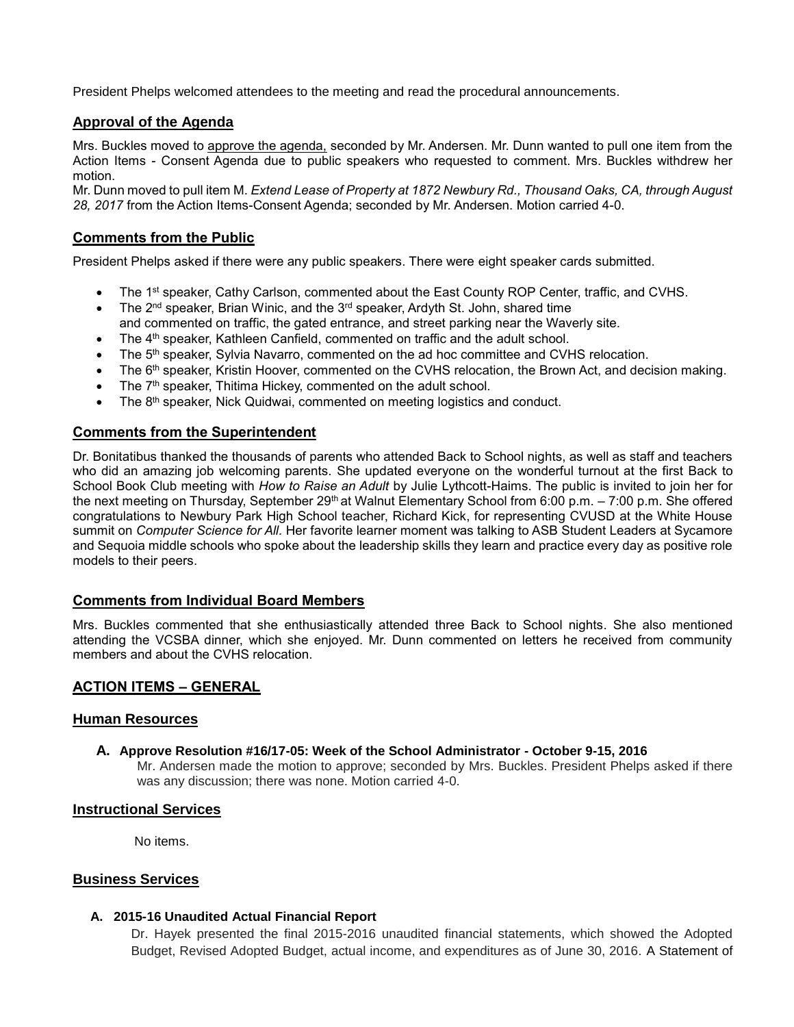President Phelps welcomed attendees to the meeting and read the procedural announcements.

## Approval of the Agenda

Mrs. Buckles moved to approve the agenda, seconded by Mr. Andersen. Mr. Dunn wanted to pull one item from the Action Items - Consent Agenda due to public speakers who requested to comment. Mrs. Buckles withdrew her motion.

Mr. Dunn moved to pull item M. *Extend Lease of Property at 1872 Newbury Rd., Thousand Oaks, CA, through August 28, 2017* from the Action Items-Consent Agenda; seconded by Mr. Andersen. Motion carried 4-0.

## Comments from the Public

President Phelps asked if there were any public speakers. There were eight speaker cards submitted.

- The 1st speaker, Cathy Carlson, commented about the East County ROP Center, traffic, and CVHS.
- The 2nd speaker, Brian Winic, and the 3rd speaker, Ardyth St. John, shared time and commented on traffic, the gated entrance, and street parking near the Waverly site.
- The 4th speaker, Kathleen Canfield, commented on traffic and the adult school.
- The 5th speaker, Sylvia Navarro, commented on the ad hoc committee and CVHS relocation.
- The 6th speaker, Kristin Hoover, commented on the CVHS relocation, the Brown Act, and decision making.
- The 7th speaker, Thitima Hickey, commented on the adult school.
- The 8th speaker, Nick Quidwai, commented on meeting logistics and conduct.

## Comments from the Superintendent

Dr. Bonitatibus thanked the thousands of parents who attended Back to School nights, as well as staff and teachers who did an amazing job welcoming parents. She updated everyone on the wonderful turnout at the first Back to School Book Club meeting with *How to Raise an Adult* by Julie Lythcott-Haims. The public is invited to join her for the next meeting on Thursday, September 29th at Walnut Elementary School from 6:00 p.m. – 7:00 p.m. She offered congratulations to Newbury Park High School teacher, Richard Kick, for representing CVUSD at the White House summit on *Computer Science for All.* Her favorite learner moment was talking to ASB Student Leaders at Sycamore and Sequoia middle schools who spoke about the leadership skills they learn and practice every day as positive role models to their peers.

## Comments from Individual Board Members

Mrs. Buckles commented that she enthusiastically attended three Back to School nights. She also mentioned attending the VCSBA dinner, which she enjoyed. Mr. Dunn commented on letters he received from community members and about the CVHS relocation.

## ACTION ITEMS – GENERAL

### Human Resources

**A. Approve Resolution #16/17-05: Week of the School Administrator - October 9-15, 2016**

Mr. Andersen made the motion to approve; seconded by Mrs. Buckles. President Phelps asked if there was any discussion; there was none. Motion carried 4-0.

### Instructional Services

No items.

### Business Services

**A. 2015-16 Unaudited Actual Financial Report**

Dr. Hayek presented the final 2015-2016 unaudited financial statements, which showed the Adopted Budget, Revised Adopted Budget, actual income, and expenditures as of June 30, 2016. A Statement of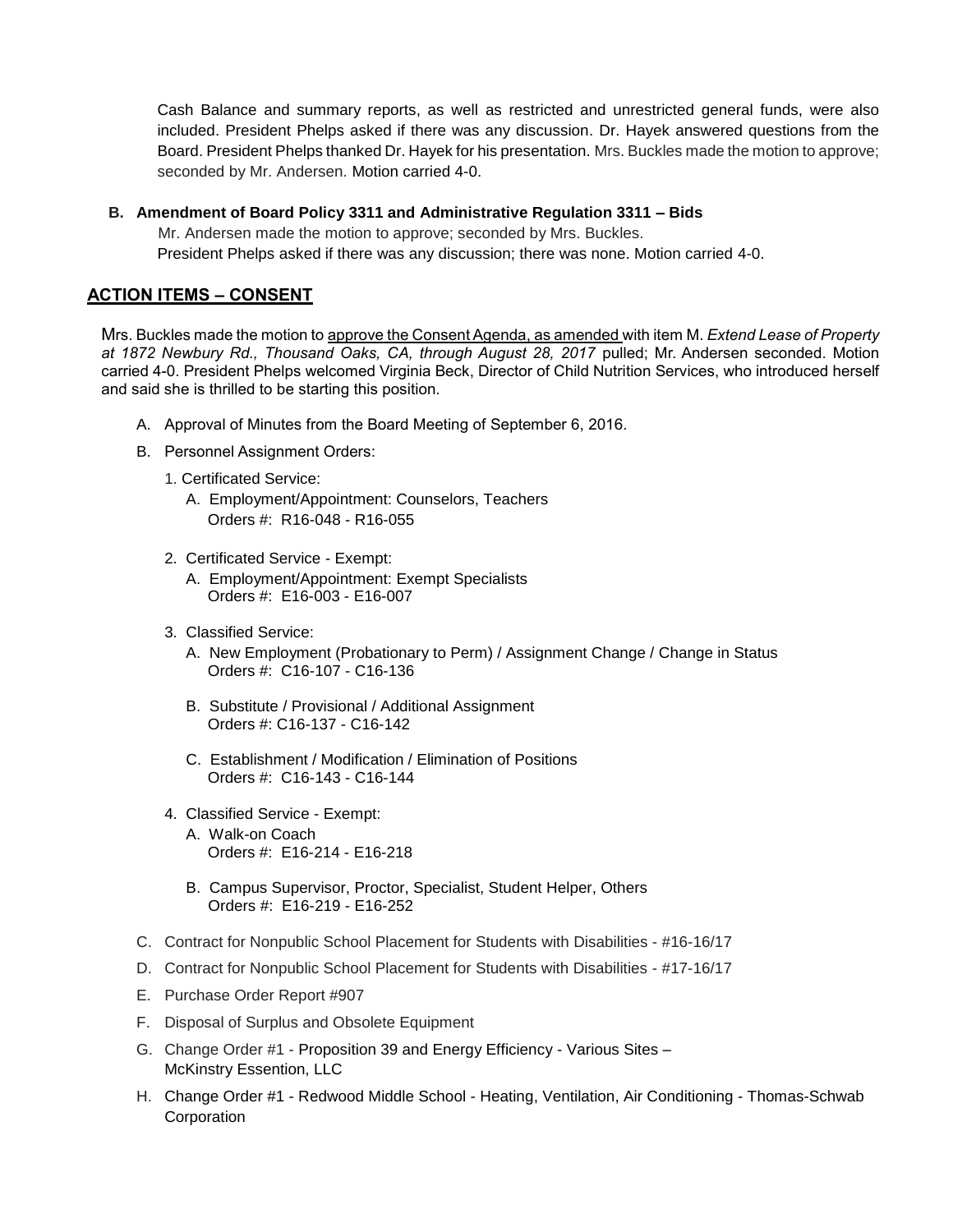Cash Balance and summary reports, as well as restricted and unrestricted general funds, were also included. President Phelps asked if there was any discussion. Dr. Hayek answered questions from the Board. President Phelps thanked Dr. Hayek for his presentation. Mrs. Buckles made the motion to approve; seconded by Mr. Andersen. Motion carried 4-0.

**B. Amendment of Board Policy 3311 and Administrative Regulation 3311 – Bids**

Mr. Andersen made the motion to approve; seconded by Mrs. Buckles.
President Phelps asked if there was any discussion; there was none. Motion carried 4-0.

## ACTION ITEMS – CONSENT

Mrs. Buckles made the motion to approve the Consent Agenda, as amended with item M. *Extend Lease of Property at 1872 Newbury Rd., Thousand Oaks, CA, through August 28, 2017* pulled; Mr. Andersen seconded. Motion carried 4-0. President Phelps welcomed Virginia Beck, Director of Child Nutrition Services, who introduced herself and said she is thrilled to be starting this position.

A. Approval of Minutes from the Board Meeting of September 6, 2016.

B. Personnel Assignment Orders:

1. Certificated Service:
   - A. Employment/Appointment: Counselors, Teachers
     Orders #: R16-048 - R16-055

2. Certificated Service - Exempt:
   - A. Employment/Appointment: Exempt Specialists
     Orders #: E16-003 - E16-007

3. Classified Service:
   - A. New Employment (Probationary to Perm) / Assignment Change / Change in Status
     Orders #: C16-107 - C16-136
   - B. Substitute / Provisional / Additional Assignment
     Orders #: C16-137 - C16-142
   - C. Establishment / Modification / Elimination of Positions
     Orders #: C16-143 - C16-144

4. Classified Service - Exempt:
   - A. Walk-on Coach
     Orders #: E16-214 - E16-218
   - B. Campus Supervisor, Proctor, Specialist, Student Helper, Others
     Orders #: E16-219 - E16-252

C. Contract for Nonpublic School Placement for Students with Disabilities - #16-16/17

D. Contract for Nonpublic School Placement for Students with Disabilities - #17-16/17

E. Purchase Order Report #907

F. Disposal of Surplus and Obsolete Equipment

G. Change Order #1 - Proposition 39 and Energy Efficiency - Various Sites – McKinstry Essention, LLC

H. Change Order #1 - Redwood Middle School - Heating, Ventilation, Air Conditioning - Thomas-Schwab Corporation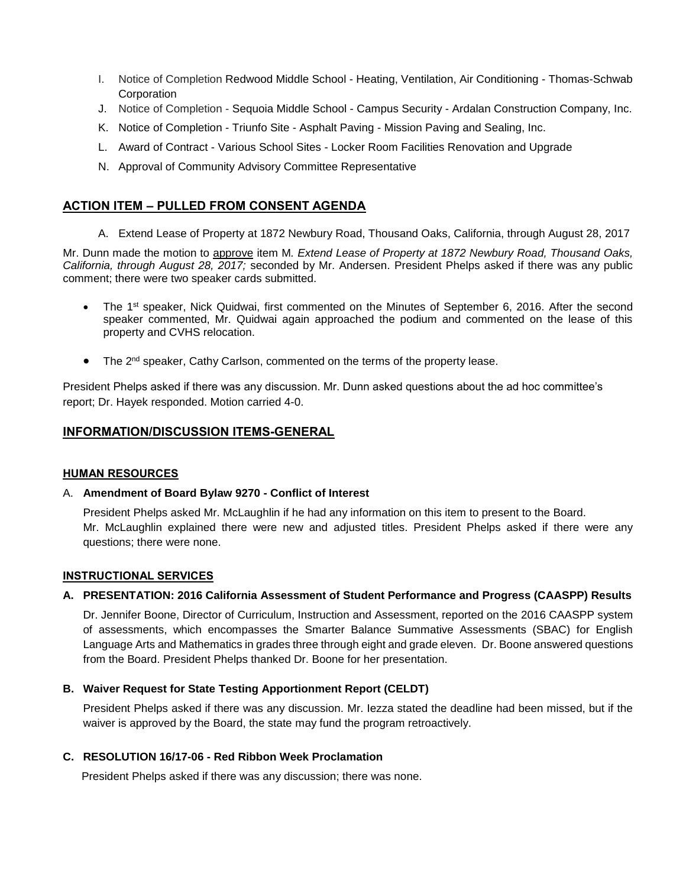I. Notice of Completion Redwood Middle School - Heating, Ventilation, Air Conditioning - Thomas-Schwab Corporation

J. Notice of Completion - Sequoia Middle School - Campus Security - Ardalan Construction Company, Inc.

K. Notice of Completion - Triunfo Site - Asphalt Paving - Mission Paving and Sealing, Inc.

L. Award of Contract - Various School Sites - Locker Room Facilities Renovation and Upgrade

N. Approval of Community Advisory Committee Representative

## ACTION ITEM – PULLED FROM CONSENT AGENDA

A. Extend Lease of Property at 1872 Newbury Road, Thousand Oaks, California, through August 28, 2017

Mr. Dunn made the motion to approve item M*. Extend Lease of Property at 1872 Newbury Road, Thousand Oaks, California, through August 28, 2017;* seconded by Mr. Andersen. President Phelps asked if there was any public comment; there were two speaker cards submitted.

- The 1st speaker, Nick Quidwai, first commented on the Minutes of September 6, 2016. After the second speaker commented, Mr. Quidwai again approached the podium and commented on the lease of this property and CVHS relocation.
- The 2nd speaker, Cathy Carlson, commented on the terms of the property lease.

President Phelps asked if there was any discussion. Mr. Dunn asked questions about the ad hoc committee's report; Dr. Hayek responded. Motion carried 4-0.

## INFORMATION/DISCUSSION ITEMS-GENERAL

### HUMAN RESOURCES

A. **Amendment of Board Bylaw 9270 - Conflict of Interest**

President Phelps asked Mr. McLaughlin if he had any information on this item to present to the Board. Mr. McLaughlin explained there were new and adjusted titles. President Phelps asked if there were any questions; there were none.

### INSTRUCTIONAL SERVICES

**A. PRESENTATION: 2016 California Assessment of Student Performance and Progress (CAASPP) Results**

Dr. Jennifer Boone, Director of Curriculum, Instruction and Assessment, reported on the 2016 CAASPP system of assessments, which encompasses the Smarter Balance Summative Assessments (SBAC) for English Language Arts and Mathematics in grades three through eight and grade eleven. Dr. Boone answered questions from the Board. President Phelps thanked Dr. Boone for her presentation.

**B. Waiver Request for State Testing Apportionment Report (CELDT)**

President Phelps asked if there was any discussion. Mr. Iezza stated the deadline had been missed, but if the waiver is approved by the Board, the state may fund the program retroactively.

**C. RESOLUTION 16/17-06 - Red Ribbon Week Proclamation**

President Phelps asked if there was any discussion; there was none.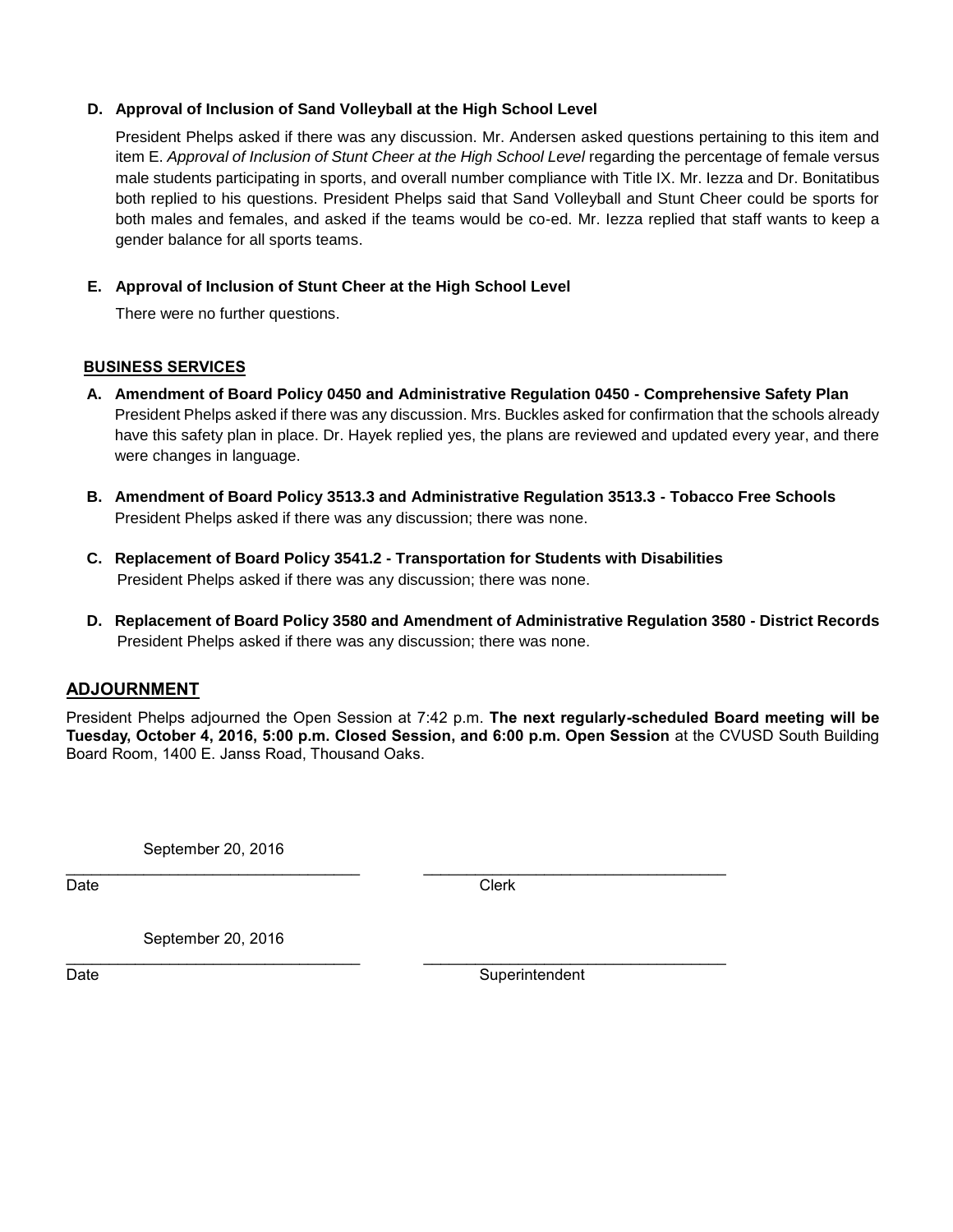**D. Approval of Inclusion of Sand Volleyball at the High School Level**

President Phelps asked if there was any discussion. Mr. Andersen asked questions pertaining to this item and item E. *Approval of Inclusion of Stunt Cheer at the High School Level* regarding the percentage of female versus male students participating in sports, and overall number compliance with Title IX. Mr. Iezza and Dr. Bonitatibus both replied to his questions. President Phelps said that Sand Volleyball and Stunt Cheer could be sports for both males and females, and asked if the teams would be co-ed. Mr. Iezza replied that staff wants to keep a gender balance for all sports teams.

**E. Approval of Inclusion of Stunt Cheer at the High School Level**

There were no further questions.

## BUSINESS SERVICES

**A. Amendment of Board Policy 0450 and Administrative Regulation 0450 - Comprehensive Safety Plan**
President Phelps asked if there was any discussion. Mrs. Buckles asked for confirmation that the schools already have this safety plan in place. Dr. Hayek replied yes, the plans are reviewed and updated every year, and there were changes in language.

**B. Amendment of Board Policy 3513.3 and Administrative Regulation 3513.3 - Tobacco Free Schools**
President Phelps asked if there was any discussion; there was none.

**C. Replacement of Board Policy 3541.2 - Transportation for Students with Disabilities**
President Phelps asked if there was any discussion; there was none.

**D. Replacement of Board Policy 3580 and Amendment of Administrative Regulation 3580 - District Records**
President Phelps asked if there was any discussion; there was none.

## ADJOURNMENT

President Phelps adjourned the Open Session at 7:42 p.m. **The next regularly-scheduled Board meeting will be Tuesday, October 4, 2016, 5:00 p.m. Closed Session, and 6:00 p.m. Open Session** at the CVUSD South Building Board Room, 1400 E. Janss Road, Thousand Oaks.

September 20, 2016
\_\_\_\_\_\_\_\_\_\_\_\_\_\_\_\_\_\_\_\_\_\_\_\_\_\_\_\_\_\_ \_\_\_\_\_\_\_\_\_\_\_\_\_\_\_\_\_\_\_\_\_\_\_\_\_\_\_\_\_\_
Date Clerk

September 20, 2016
\_\_\_\_\_\_\_\_\_\_\_\_\_\_\_\_\_\_\_\_\_\_\_\_\_\_\_\_\_\_ \_\_\_\_\_\_\_\_\_\_\_\_\_\_\_\_\_\_\_\_\_\_\_\_\_\_\_\_\_\_
Date Superintendent